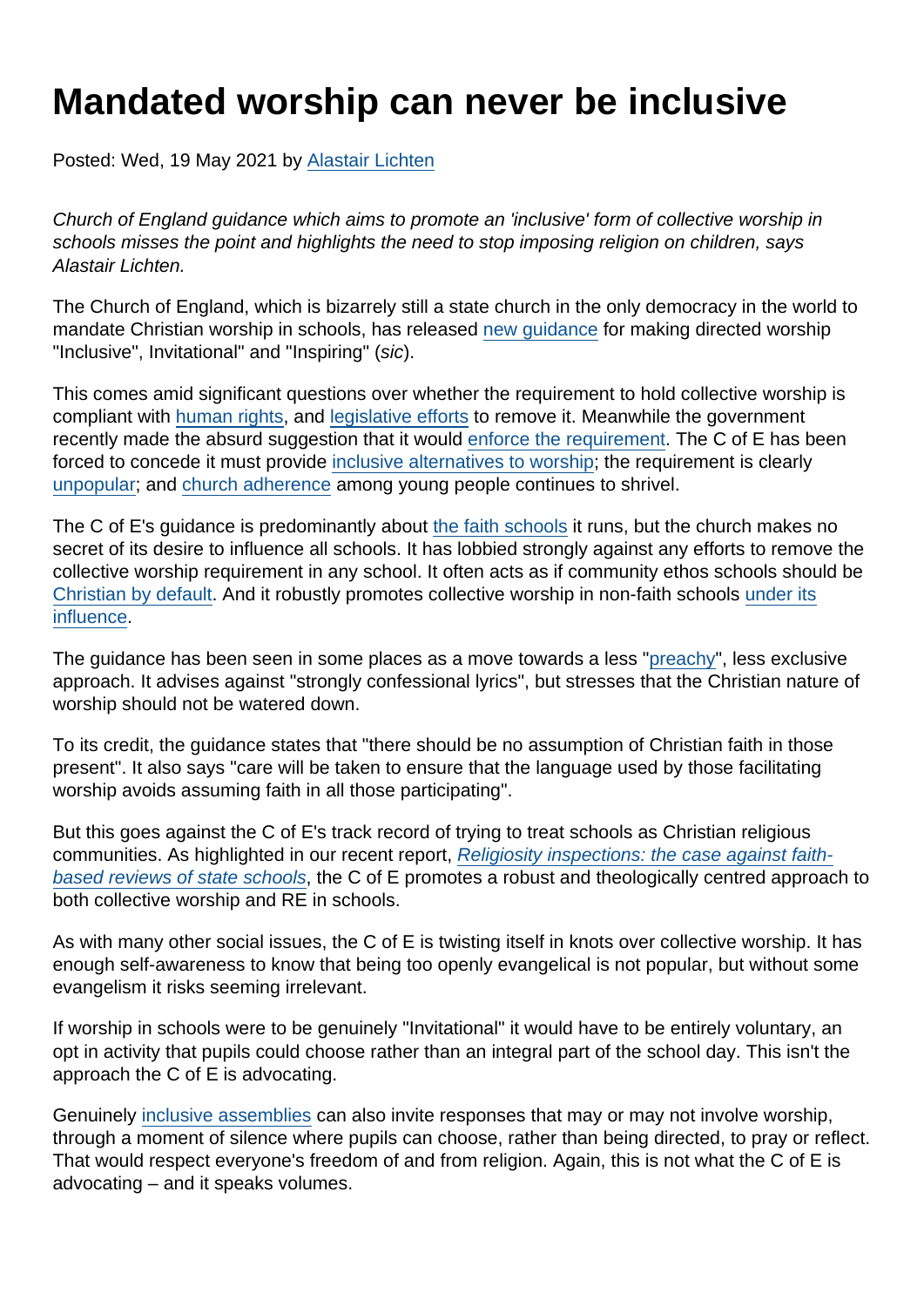# Mandated worship can never be inclusive

Posted: Wed, 19 May 2021 by Alastair Lichten

*Church of England guidance which aims to promote an 'inclusive' form of collective worship in schools misses the point and highlights the need to stop imposing religion on children, says Alastair Lichten.*

The Church of England, which is bizarrely still a state church in the only democracy in the world to mandate Christian worship in schools, has released new guidance for making directed worship "Inclusive", Invitational" and "Inspiring" (*sic*).

This comes amid significant questions over whether the requirement to hold collective worship is compliant with human rights, and legislative efforts to remove it. Meanwhile the government recently made the absurd suggestion that it would enforce the requirement. The C of E has been forced to concede it must provide inclusive alternatives to worship; the requirement is clearly unpopular; and church adherence among young people continues to shrivel.

The C of E's guidance is predominantly about the faith schools it runs, but the church makes no secret of its desire to influence all schools. It has lobbied strongly against any efforts to remove the collective worship requirement in any school. It often acts as if community ethos schools should be Christian by default. And it robustly promotes collective worship in non-faith schools under its influence.

The guidance has been seen in some places as a move towards a less "preachy", less exclusive approach. It advises against "strongly confessional lyrics", but stresses that the Christian nature of worship should not be watered down.

To its credit, the guidance states that "there should be no assumption of Christian faith in those present". It also says "care will be taken to ensure that the language used by those facilitating worship avoids assuming faith in all those participating".

But this goes against the C of E's track record of trying to treat schools as Christian religious communities. As highlighted in our recent report, *Religiosity inspections: the case against faith-based reviews of state schools*, the C of E promotes a robust and theologically centred approach to both collective worship and RE in schools.

As with many other social issues, the C of E is twisting itself in knots over collective worship. It has enough self-awareness to know that being too openly evangelical is not popular, but without some evangelism it risks seeming irrelevant.

If worship in schools were to be genuinely "Invitational" it would have to be entirely voluntary, an opt in activity that pupils could choose rather than an integral part of the school day. This isn't the approach the C of E is advocating.

Genuinely inclusive assemblies can also invite responses that may or may not involve worship, through a moment of silence where pupils can choose, rather than being directed, to pray or reflect. That would respect everyone's freedom of and from religion. Again, this is not what the C of E is advocating – and it speaks volumes.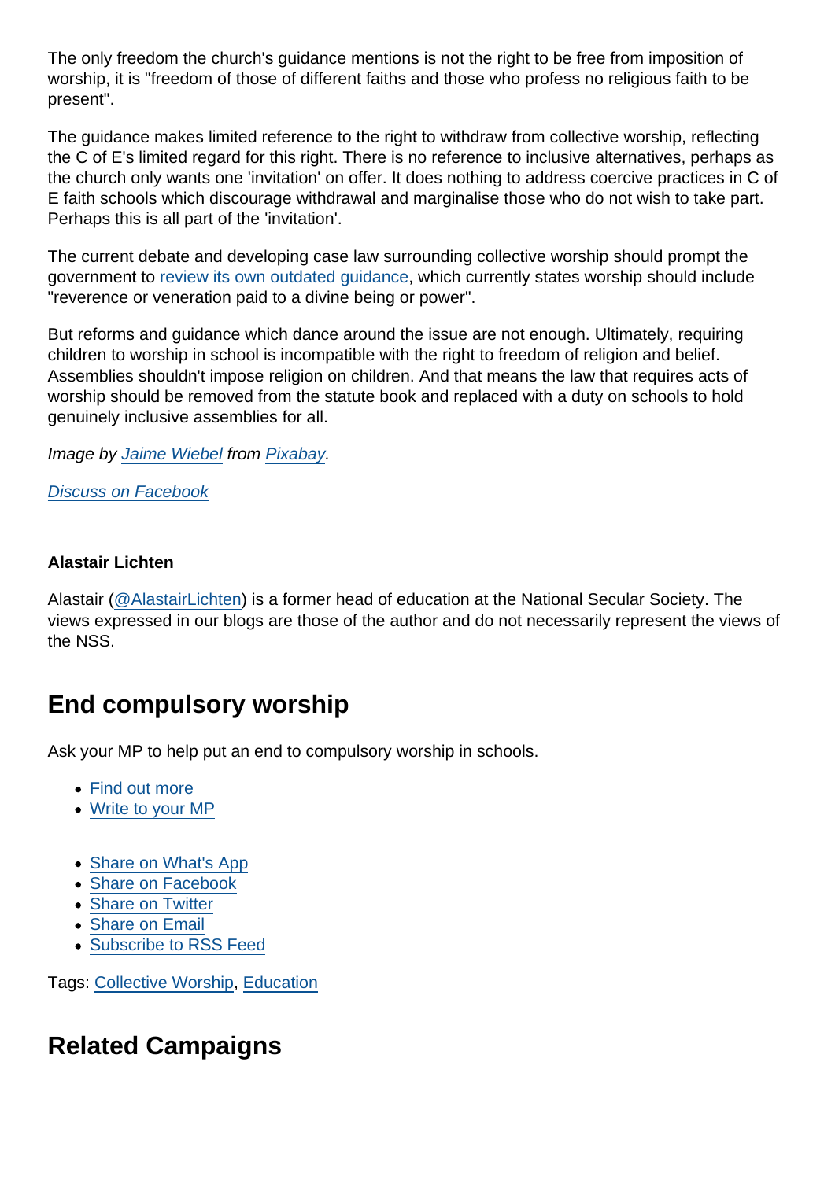The only freedom the church's guidance mentions is not the right to be free from imposition of worship, it is "freedom of those of different faiths and those who profess no religious faith to be present".

The guidance makes limited reference to the right to withdraw from collective worship, reflecting the C of E's limited regard for this right. There is no reference to inclusive alternatives, perhaps as the church only wants one 'invitation' on offer. It does nothing to address coercive practices in C of E faith schools which discourage withdrawal and marginalise those who do not wish to take part. Perhaps this is all part of the 'invitation'.

The current debate and developing case law surrounding collective worship should prompt the government to review its own outdated guidance, which currently states worship should include "reverence or veneration paid to a divine being or power".

But reforms and guidance which dance around the issue are not enough. Ultimately, requiring children to worship in school is incompatible with the right to freedom of religion and belief. Assemblies shouldn't impose religion on children. And that means the law that requires acts of worship should be removed from the statute book and replaced with a duty on schools to hold genuinely inclusive assemblies for all.

*Image by Jaime Wiebel from Pixabay.*

Discuss on Facebook

**Alastair Lichten**

Alastair (@AlastairLichten) is a former head of education at the National Secular Society. The views expressed in our blogs are those of the author and do not necessarily represent the views of the NSS.

## End compulsory worship

Ask your MP to help put an end to compulsory worship in schools.

- Find out more
- Write to your MP

- Share on What's App
- Share on Facebook
- Share on Twitter
- Share on Email
- Subscribe to RSS Feed

Tags: Collective Worship, Education

## Related Campaigns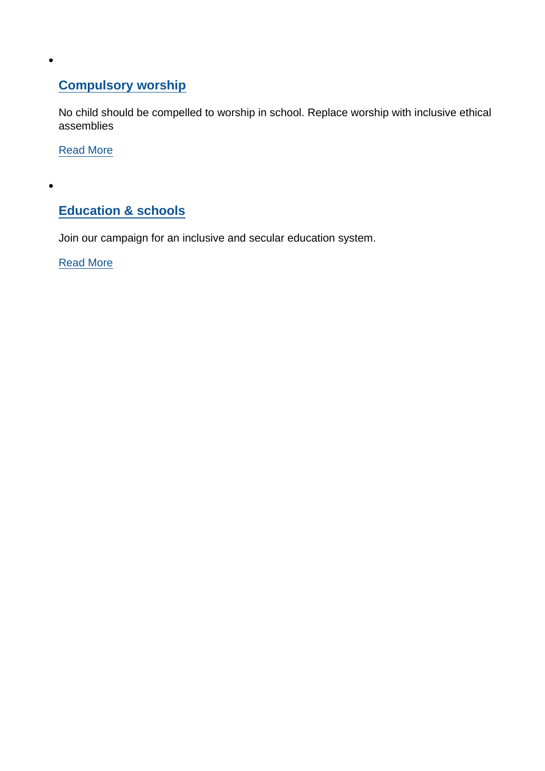- ### Compulsory worship

  No child should be compelled to worship in school. Replace worship with inclusive ethical assemblies

  Read More

- ### Education & schools

  Join our campaign for an inclusive and secular education system.

  Read More